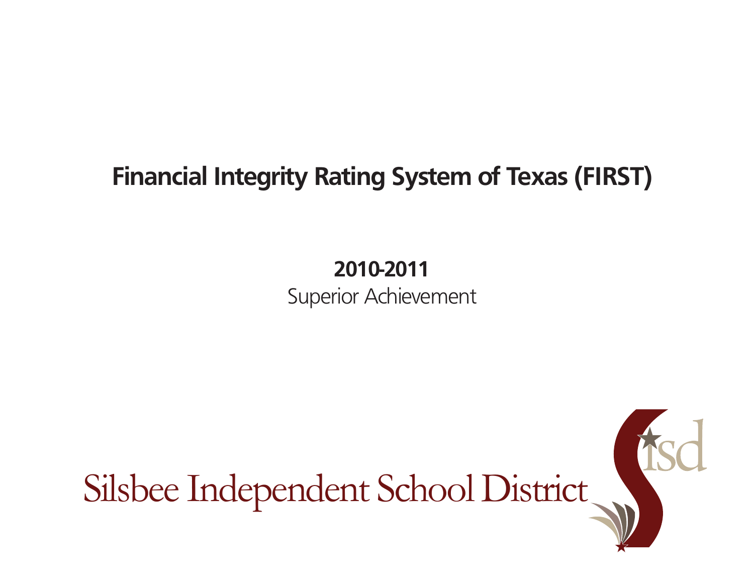# Financial Integrity Rating System of Texas (FIRST)

**2010-2011**

Superior Achievement

Silsbee Independent School District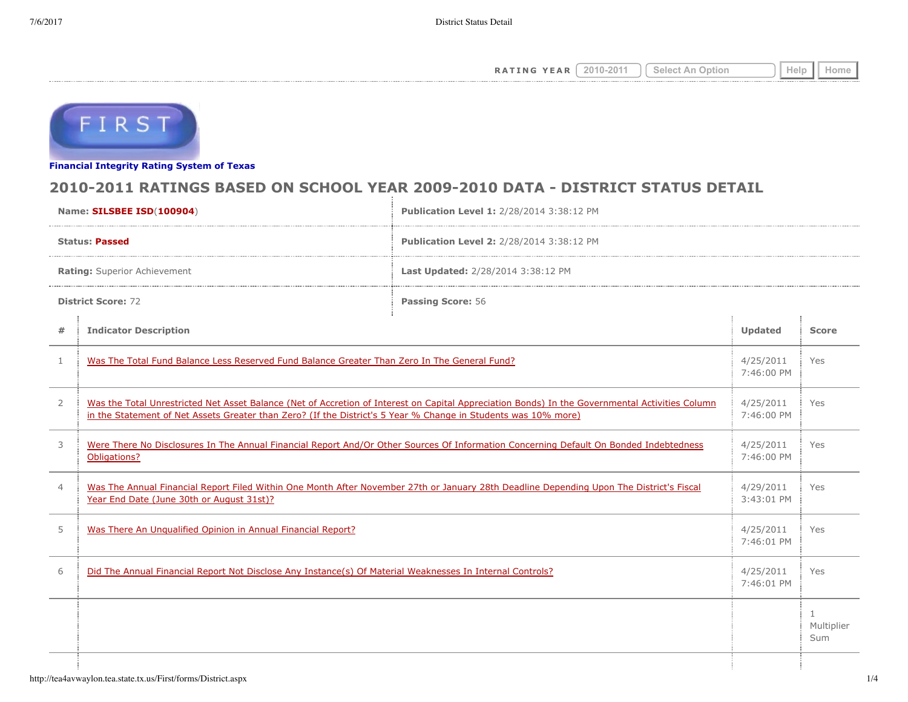RATING YEAR 2010-2011 Select An Option Help Home

**Financial Integrity Rating System of Texas**

## 2010-2011 RATINGS BASED ON SCHOOL YEAR 2009-2010 DATA - DISTRICT STATUS DETAIL

| | |
|---|---|
| **Name:** **SILSBEE ISD**(**100904**) | **Publication Level 1:** 2/28/2014 3:38:12 PM |
| **Status:** **Passed** | **Publication Level 2:** 2/28/2014 3:38:12 PM |
| **Rating:** Superior Achievement | **Last Updated:** 2/28/2014 3:38:12 PM |
| **District Score:** 72 | **Passing Score:** 56 |

| # | Indicator Description | Updated | Score |
|---|---|---|---|
| 1 | Was The Total Fund Balance Less Reserved Fund Balance Greater Than Zero In The General Fund? | 4/25/2011 7:46:00 PM | Yes |
| 2 | Was the Total Unrestricted Net Asset Balance (Net of Accretion of Interest on Capital Appreciation Bonds) In the Governmental Activities Column in the Statement of Net Assets Greater than Zero? (If the District's 5 Year % Change in Students was 10% more) | 4/25/2011 7:46:00 PM | Yes |
| 3 | Were There No Disclosures In The Annual Financial Report And/Or Other Sources Of Information Concerning Default On Bonded Indebtedness Obligations? | 4/25/2011 7:46:00 PM | Yes |
| 4 | Was The Annual Financial Report Filed Within One Month After November 27th or January 28th Deadline Depending Upon The District's Fiscal Year End Date (June 30th or August 31st)? | 4/29/2011 3:43:01 PM | Yes |
| 5 | Was There An Unqualified Opinion in Annual Financial Report? | 4/25/2011 7:46:01 PM | Yes |
| 6 | Did The Annual Financial Report Not Disclose Any Instance(s) Of Material Weaknesses In Internal Controls? | 4/25/2011 7:46:01 PM | Yes |
| | | | 1 Multiplier Sum |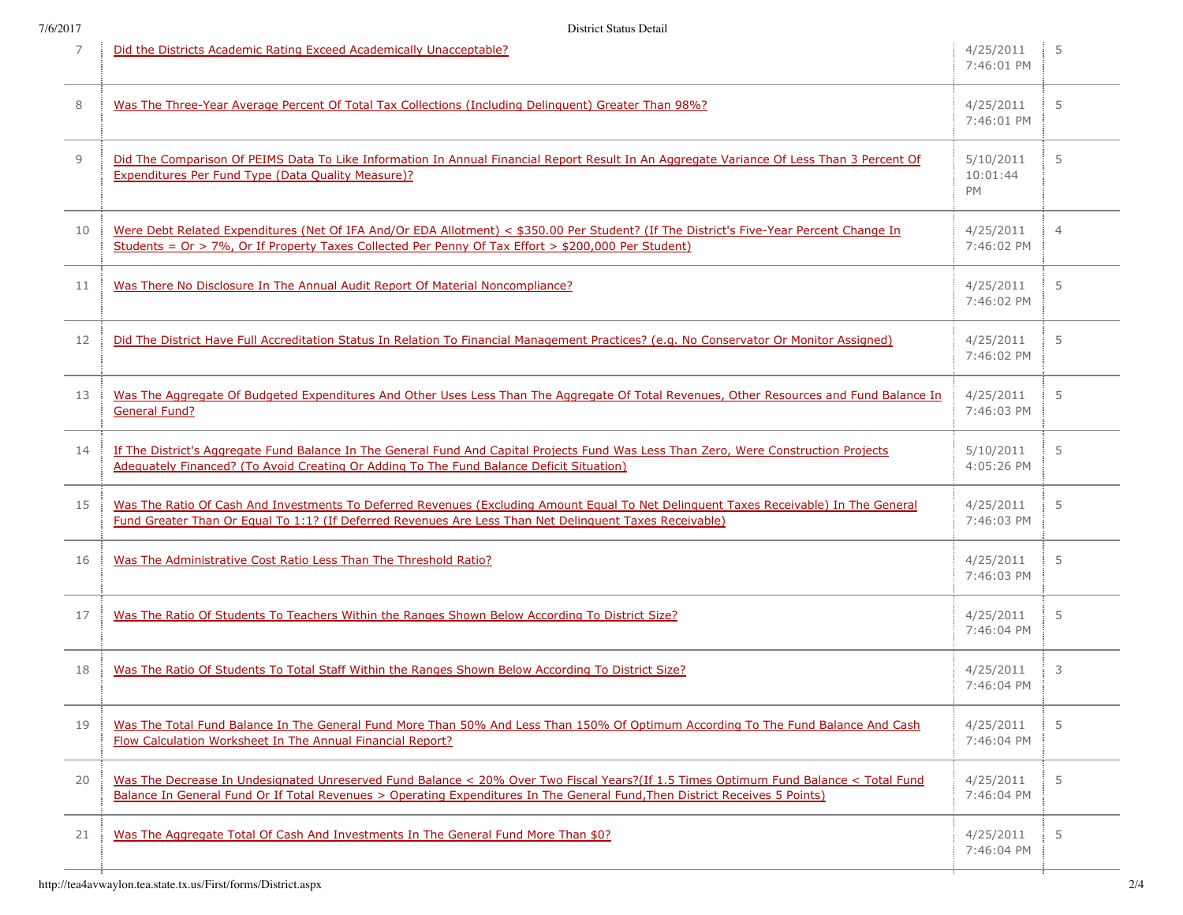| | | | |
|---|---|---|---|
| 7 | Did the Districts Academic Rating Exceed Academically Unacceptable? | 4/25/2011 7:46:01 PM | 5 |
| 8 | Was The Three-Year Average Percent Of Total Tax Collections (Including Delinquent) Greater Than 98%? | 4/25/2011 7:46:01 PM | 5 |
| 9 | Did The Comparison Of PEIMS Data To Like Information In Annual Financial Report Result In An Aggregate Variance Of Less Than 3 Percent Of Expenditures Per Fund Type (Data Quality Measure)? | 5/10/2011 10:01:44 PM | 5 |
| 10 | Were Debt Related Expenditures (Net Of IFA And/Or EDA Allotment) < $350.00 Per Student? (If The District's Five-Year Percent Change In Students = Or > 7%, Or If Property Taxes Collected Per Penny Of Tax Effort > $200,000 Per Student) | 4/25/2011 7:46:02 PM | 4 |
| 11 | Was There No Disclosure In The Annual Audit Report Of Material Noncompliance? | 4/25/2011 7:46:02 PM | 5 |
| 12 | Did The District Have Full Accreditation Status In Relation To Financial Management Practices? (e.g. No Conservator Or Monitor Assigned) | 4/25/2011 7:46:02 PM | 5 |
| 13 | Was The Aggregate Of Budgeted Expenditures And Other Uses Less Than The Aggregate Of Total Revenues, Other Resources and Fund Balance In General Fund? | 4/25/2011 7:46:03 PM | 5 |
| 14 | If The District's Aggregate Fund Balance In The General Fund And Capital Projects Fund Was Less Than Zero, Were Construction Projects Adequately Financed? (To Avoid Creating Or Adding To The Fund Balance Deficit Situation) | 5/10/2011 4:05:26 PM | 5 |
| 15 | Was The Ratio Of Cash And Investments To Deferred Revenues (Excluding Amount Equal To Net Delinquent Taxes Receivable) In The General Fund Greater Than Or Equal To 1:1? (If Deferred Revenues Are Less Than Net Delinquent Taxes Receivable) | 4/25/2011 7:46:03 PM | 5 |
| 16 | Was The Administrative Cost Ratio Less Than The Threshold Ratio? | 4/25/2011 7:46:03 PM | 5 |
| 17 | Was The Ratio Of Students To Teachers Within the Ranges Shown Below According To District Size? | 4/25/2011 7:46:04 PM | 5 |
| 18 | Was The Ratio Of Students To Total Staff Within the Ranges Shown Below According To District Size? | 4/25/2011 7:46:04 PM | 3 |
| 19 | Was The Total Fund Balance In The General Fund More Than 50% And Less Than 150% Of Optimum According To The Fund Balance And Cash Flow Calculation Worksheet In The Annual Financial Report? | 4/25/2011 7:46:04 PM | 5 |
| 20 | Was The Decrease In Undesignated Unreserved Fund Balance < 20% Over Two Fiscal Years?(If 1.5 Times Optimum Fund Balance < Total Fund Balance In General Fund Or If Total Revenues > Operating Expenditures In The General Fund,Then District Receives 5 Points) | 4/25/2011 7:46:04 PM | 5 |
| 21 | Was The Aggregate Total Of Cash And Investments In The General Fund More Than $0? | 4/25/2011 7:46:04 PM | 5 |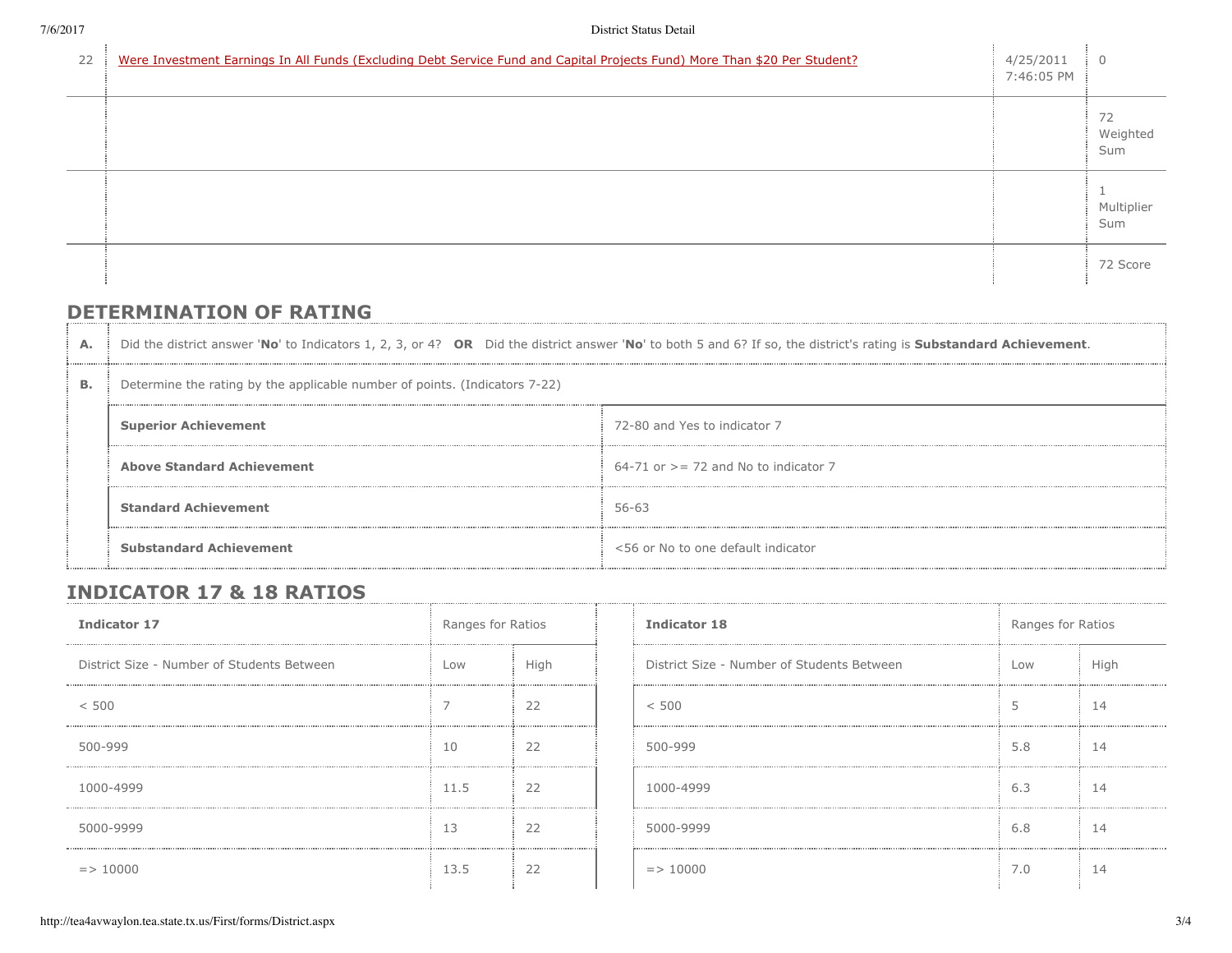| | | | |
|---|---|---|---|
| 22 | Were Investment Earnings In All Funds (Excluding Debt Service Fund and Capital Projects Fund) More Than $20 Per Student? | 4/25/2011 7:46:05 PM | 0 |
| | | | 72 Weighted Sum |
| | | | 1 Multiplier Sum |
| | | | 72 Score |

## DETERMINATION OF RATING

| | | |
|---|---|---|
| **A.** | Did the district answer '**No**' to Indicators 1, 2, 3, or 4? **OR** Did the district answer '**No**' to both 5 and 6? If so, the district's rating is **Substandard Achievement**. | |
| **B.** | Determine the rating by the applicable number of points. (Indicators 7-22) | |
| | **Superior Achievement** | 72-80 and Yes to indicator 7 |
| | **Above Standard Achievement** | 64-71 or >= 72 and No to indicator 7 |
| | **Standard Achievement** | 56-63 |
| | **Substandard Achievement** | <56 or No to one default indicator |

## INDICATOR 17 & 18 RATIOS

| Indicator 17 | Ranges for Ratios | |
|---|---|---|
| District Size - Number of Students Between | Low | High |
| < 500 | 7 | 22 |
| 500-999 | 10 | 22 |
| 1000-4999 | 11.5 | 22 |
| 5000-9999 | 13 | 22 |
| => 10000 | 13.5 | 22 |

| Indicator 18 | Ranges for Ratios | |
|---|---|---|
| District Size - Number of Students Between | Low | High |
| < 500 | 5 | 14 |
| 500-999 | 5.8 | 14 |
| 1000-4999 | 6.3 | 14 |
| 5000-9999 | 6.8 | 14 |
| => 10000 | 7.0 | 14 |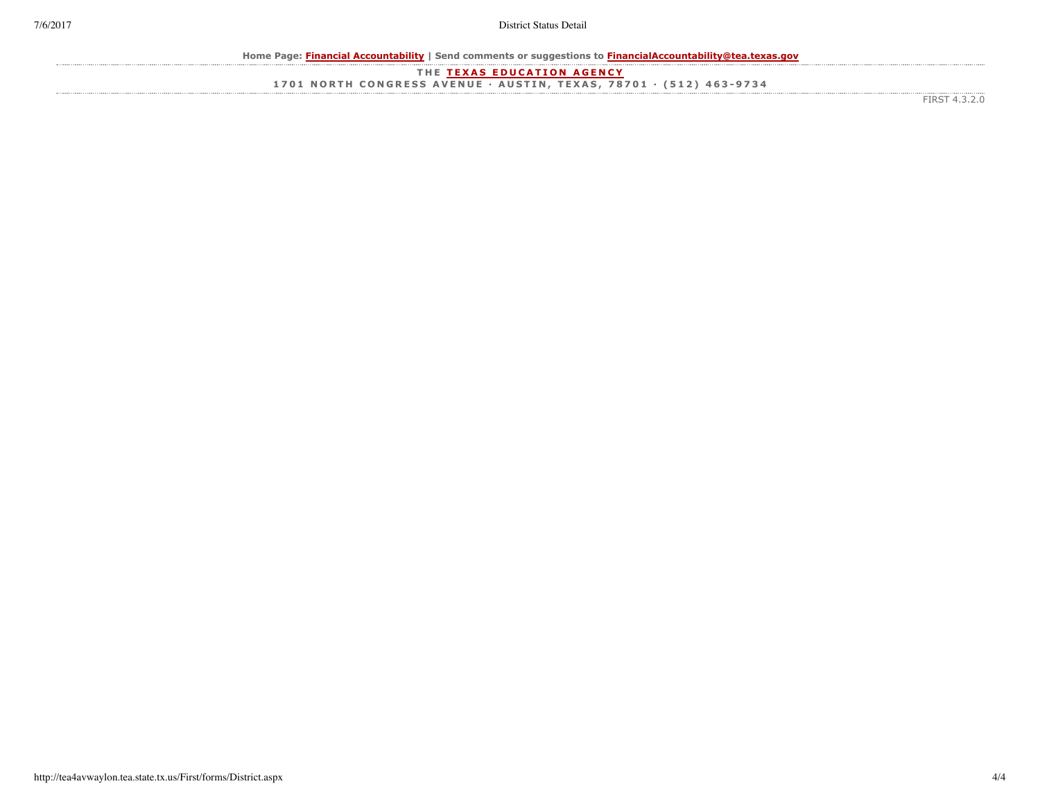Home Page: **Financial Accountability** | Send comments or suggestions to **FinancialAccountability@tea.texas.gov**

THE **TEXAS EDUCATION AGENCY**

1701 NORTH CONGRESS AVENUE · AUSTIN, TEXAS, 78701 · (512) 463-9734

FIRST 4.3.2.0